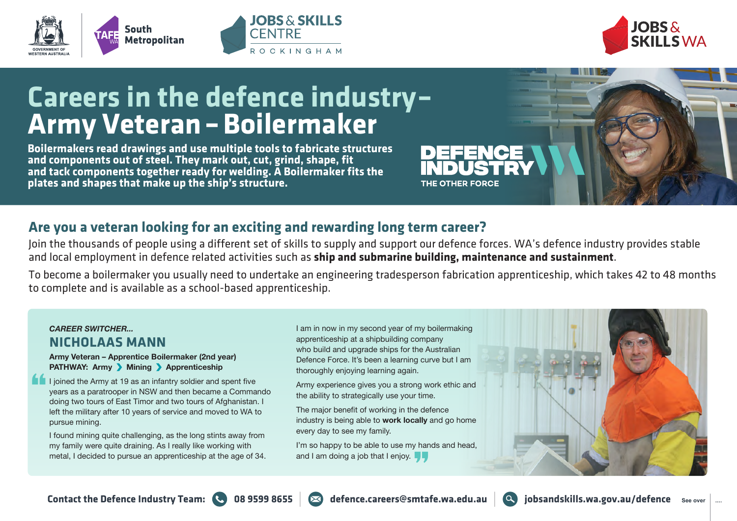# Careers in the defence industry – Army Veteran – Boilermaker

**Boilermakers read drawings and use multiple tools to fabricate structures and components out of steel. They mark out, cut, grind, shape, fit and tack components together ready for welding. A Boilermaker fits the plates and shapes that make up the ship's structure.**

DEFENCE INDUSTRY THE OTHER FORCE

## Are you a veteran looking for an exciting and rewarding long term career?

Join the thousands of people using a different set of skills to supply and support our defence forces. WA's defence industry provides stable and local employment in defence related activities such as **ship and submarine building, maintenance and sustainment**.

To become a boilermaker you usually need to undertake an engineering tradesperson fabrication apprenticeship, which takes 42 to 48 months to complete and is available as a school-based apprenticeship.

*CAREER SWITCHER...*

### NICHOLAAS MANN

**Army Veteran – Apprentice Boilermaker (2nd year)**
**PATHWAY: Army › Mining › Apprenticeship**

"I joined the Army at 19 as an infantry soldier and spent five years as a paratrooper in NSW and then became a Commando doing two tours of East Timor and two tours of Afghanistan. I left the military after 10 years of service and moved to WA to pursue mining.

I found mining quite challenging, as the long stints away from my family were quite draining. As I really like working with metal, I decided to pursue an apprenticeship at the age of 34.

I am in now in my second year of my boilermaking apprenticeship at a shipbuilding company who build and upgrade ships for the Australian Defence Force. It's been a learning curve but I am thoroughly enjoying learning again.

Army experience gives you a strong work ethic and the ability to strategically use your time.

The major benefit of working in the defence industry is being able to **work locally** and go home every day to see my family.

I'm so happy to be able to use my hands and head, and I am doing a job that I enjoy."

**Contact the Defence Industry Team:** 08 9599 8655 | defence.careers@smtafe.wa.edu.au | jobsandskills.wa.gov.au/defence

See over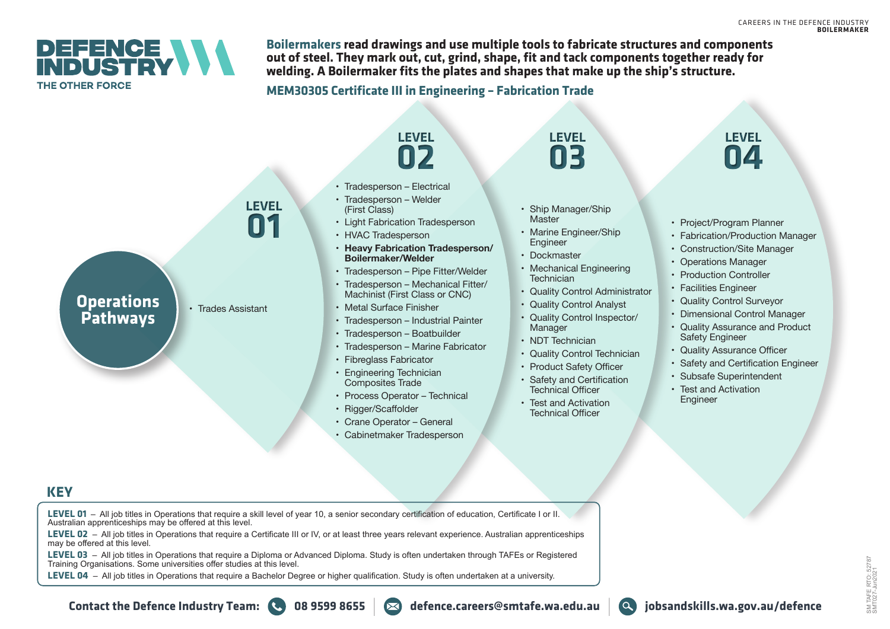DEFENCE INDUSTRY
THE OTHER FORCE

**Boilermakers read drawings and use multiple tools to fabricate structures and components out of steel. They mark out, cut, grind, shape, fit and tack components together ready for welding. A Boilermaker fits the plates and shapes that make up the ship's structure.**

## MEM30305 Certificate III in Engineering – Fabrication Trade

### Operations Pathways

### LEVEL 01

- Trades Assistant

### LEVEL 02

- Tradesperson – Electrical
- Tradesperson – Welder (First Class)
- Light Fabrication Tradesperson
- HVAC Tradesperson
- **Heavy Fabrication Tradesperson/ Boilermaker/Welder**
- Tradesperson – Pipe Fitter/Welder
- Tradesperson – Mechanical Fitter/ Machinist (First Class or CNC)
- Metal Surface Finisher
- Tradesperson – Industrial Painter
- Tradesperson – Boatbuilder
- Tradesperson – Marine Fabricator
- Fibreglass Fabricator
- Engineering Technician Composites Trade
- Process Operator – Technical
- Rigger/Scaffolder
- Crane Operator – General
- Cabinetmaker Tradesperson

### LEVEL 03

- Ship Manager/Ship Master
- Marine Engineer/Ship Engineer
- Dockmaster
- Mechanical Engineering Technician
- Quality Control Administrator
- Quality Control Analyst
- Quality Control Inspector/ Manager
- NDT Technician
- Quality Control Technician
- Product Safety Officer
- Safety and Certification Technical Officer
- Test and Activation Technical Officer

### LEVEL 04

- Project/Program Planner
- Fabrication/Production Manager
- Construction/Site Manager
- Operations Manager
- Production Controller
- Facilities Engineer
- Quality Control Surveyor
- Dimensional Control Manager
- Quality Assurance and Product Safety Engineer
- Quality Assurance Officer
- Safety and Certification Engineer
- Subsafe Superintendent
- Test and Activation Engineer

## KEY

**LEVEL 01** – All job titles in Operations that require a skill level of year 10, a senior secondary certification of education, Certificate I or II. Australian apprenticeships may be offered at this level.

**LEVEL 02** – All job titles in Operations that require a Certificate III or IV, or at least three years relevant experience. Australian apprenticeships may be offered at this level.

**LEVEL 03** – All job titles in Operations that require a Diploma or Advanced Diploma. Study is often undertaken through TAFEs or Registered Training Organisations. Some universities offer studies at this level.

**LEVEL 04** – All job titles in Operations that require a Bachelor Degree or higher qualification. Study is often undertaken at a university.

**Contact the Defence Industry Team:** 08 9599 8655 | defence.careers@smtafe.wa.edu.au | jobsandskills.wa.gov.au/defence

SM TAFE RTO: 52787
SMT027-Jun2021